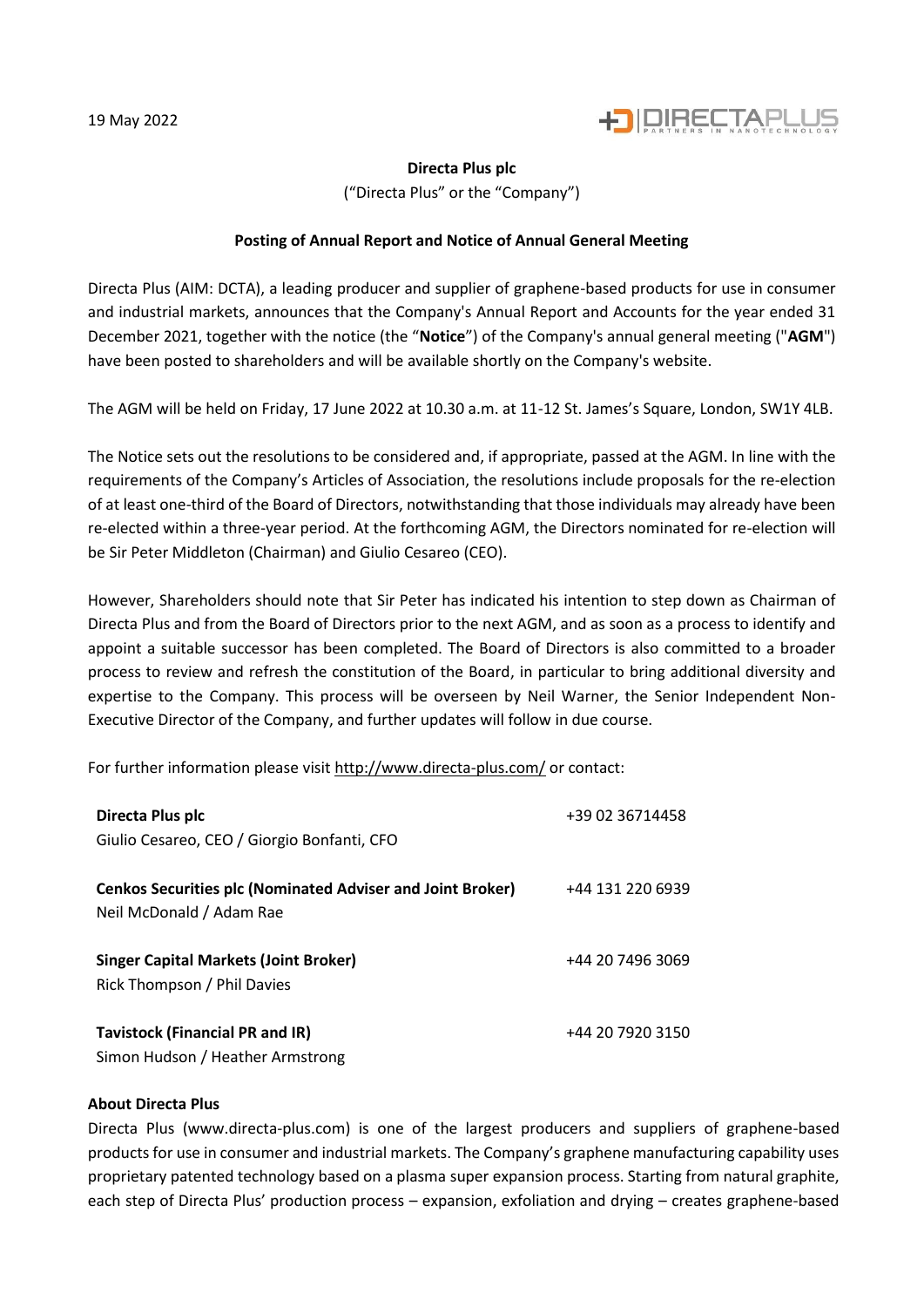19 May 2022

**Directa Plus plc**

("Directa Plus" or the "Company")

**Posting of Annual Report and Notice of Annual General Meeting**

Directa Plus (AIM: DCTA), a leading producer and supplier of graphene-based products for use in consumer and industrial markets, announces that the Company's Annual Report and Accounts for the year ended 31 December 2021, together with the notice (the "**Notice**") of the Company's annual general meeting ("**AGM**") have been posted to shareholders and will be available shortly on the Company's website.

The AGM will be held on Friday, 17 June 2022 at 10.30 a.m. at 11-12 St. James's Square, London, SW1Y 4LB.

The Notice sets out the resolutions to be considered and, if appropriate, passed at the AGM. In line with the requirements of the Company's Articles of Association, the resolutions include proposals for the re-election of at least one-third of the Board of Directors, notwithstanding that those individuals may already have been re-elected within a three-year period. At the forthcoming AGM, the Directors nominated for re-election will be Sir Peter Middleton (Chairman) and Giulio Cesareo (CEO).

However, Shareholders should note that Sir Peter has indicated his intention to step down as Chairman of Directa Plus and from the Board of Directors prior to the next AGM, and as soon as a process to identify and appoint a suitable successor has been completed. The Board of Directors is also committed to a broader process to review and refresh the constitution of the Board, in particular to bring additional diversity and expertise to the Company. This process will be overseen by Neil Warner, the Senior Independent Non-Executive Director of the Company, and further updates will follow in due course.

For further information please visit http://www.directa-plus.com/ or contact:

| | |
|---|---|
| **Directa Plus plc**<br>Giulio Cesareo, CEO / Giorgio Bonfanti, CFO | +39 02 36714458 |
| **Cenkos Securities plc (Nominated Adviser and Joint Broker)**<br>Neil McDonald / Adam Rae | +44 131 220 6939 |
| **Singer Capital Markets (Joint Broker)**<br>Rick Thompson / Phil Davies | +44 20 7496 3069 |
| **Tavistock (Financial PR and IR)**<br>Simon Hudson / Heather Armstrong | +44 20 7920 3150 |

**About Directa Plus**

Directa Plus (www.directa-plus.com) is one of the largest producers and suppliers of graphene-based products for use in consumer and industrial markets. The Company's graphene manufacturing capability uses proprietary patented technology based on a plasma super expansion process. Starting from natural graphite, each step of Directa Plus' production process – expansion, exfoliation and drying – creates graphene-based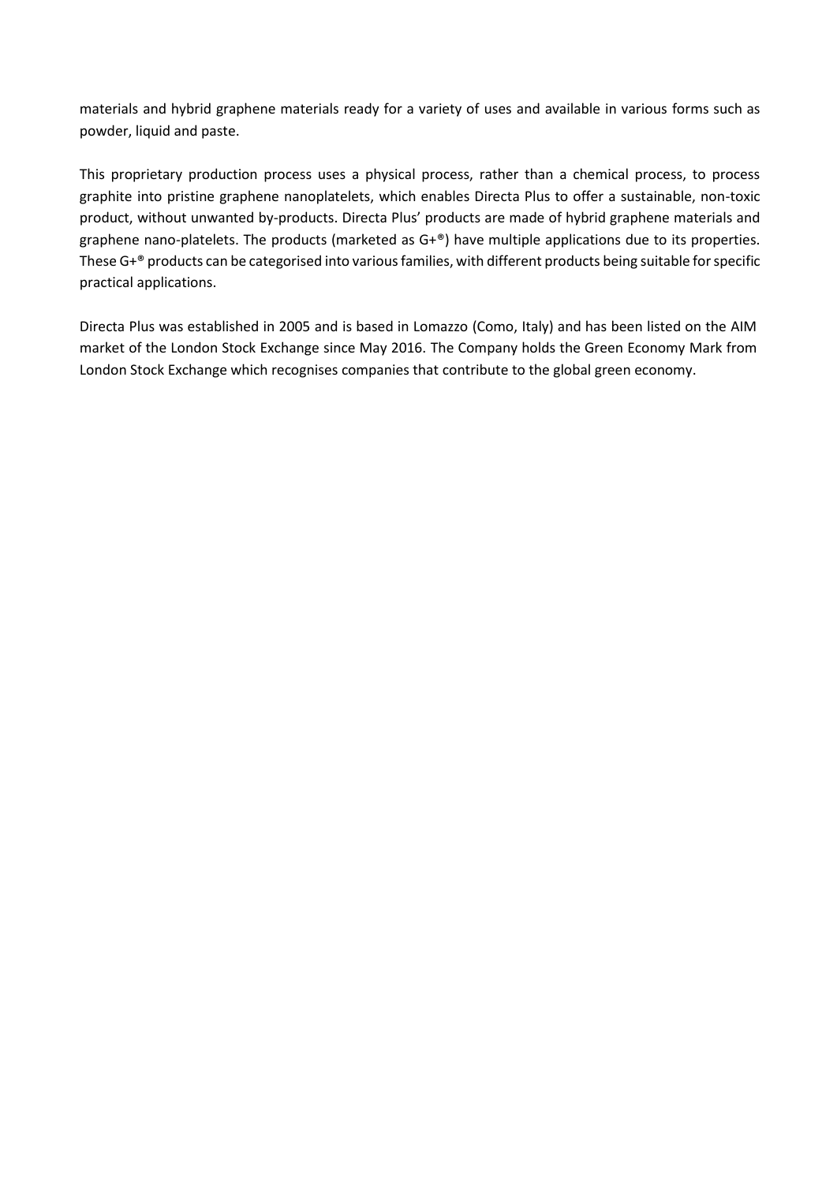materials and hybrid graphene materials ready for a variety of uses and available in various forms such as powder, liquid and paste.

This proprietary production process uses a physical process, rather than a chemical process, to process graphite into pristine graphene nanoplatelets, which enables Directa Plus to offer a sustainable, non-toxic product, without unwanted by-products. Directa Plus' products are made of hybrid graphene materials and graphene nano-platelets. The products (marketed as G+®) have multiple applications due to its properties. These G+® products can be categorised into various families, with different products being suitable for specific practical applications.

Directa Plus was established in 2005 and is based in Lomazzo (Como, Italy) and has been listed on the AIM market of the London Stock Exchange since May 2016. The Company holds the Green Economy Mark from London Stock Exchange which recognises companies that contribute to the global green economy.